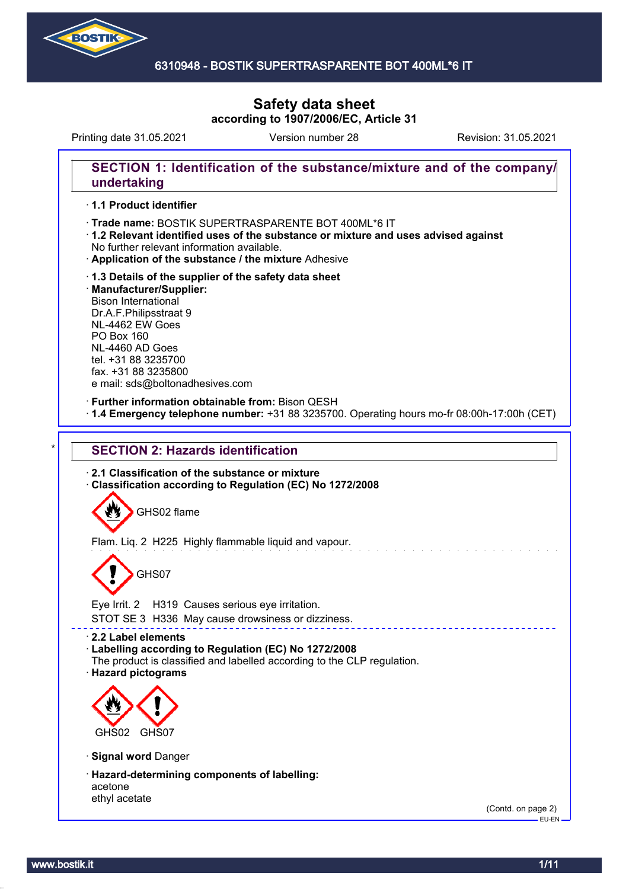# Safety data sheet
**according to 1907/2006/EC, Article 31**

Printing date 31.05.2021 | Version number 28 | Revision: 31.05.2021

## SECTION 1: Identification of the substance/mixture and of the company/undertaking

· **1.1 Product identifier**

· **Trade name:** BOSTIK SUPERTRASPARENTE BOT 400ML*6 IT

· **1.2 Relevant identified uses of the substance or mixture and uses advised against**
No further relevant information available.

· **Application of the substance / the mixture** Adhesive

· **1.3 Details of the supplier of the safety data sheet**

· **Manufacturer/Supplier:**
Bison International
Dr.A.F.Philipsstraat 9
NL-4462 EW Goes
PO Box 160
NL-4460 AD Goes
tel. +31 88 3235700
fax. +31 88 3235800
e mail: sds@boltonadhesives.com

· **Further information obtainable from:** Bison QESH

· **1.4 Emergency telephone number:** +31 88 3235700. Operating hours mo-fr 08:00h-17:00h (CET)

## SECTION 2: Hazards identification

· **2.1 Classification of the substance or mixture**

· **Classification according to Regulation (EC) No 1272/2008**

GHS02 flame

Flam. Liq. 2 H225 Highly flammable liquid and vapour.

GHS07

Eye Irrit. 2 H319 Causes serious eye irritation.
STOT SE 3 H336 May cause drowsiness or dizziness.

· **2.2 Label elements**

· **Labelling according to Regulation (EC) No 1272/2008**
The product is classified and labelled according to the CLP regulation.

· **Hazard pictograms**

GHS02 GHS07

· **Signal word** Danger

· **Hazard-determining components of labelling:**
acetone
ethyl acetate

(Contd. on page 2)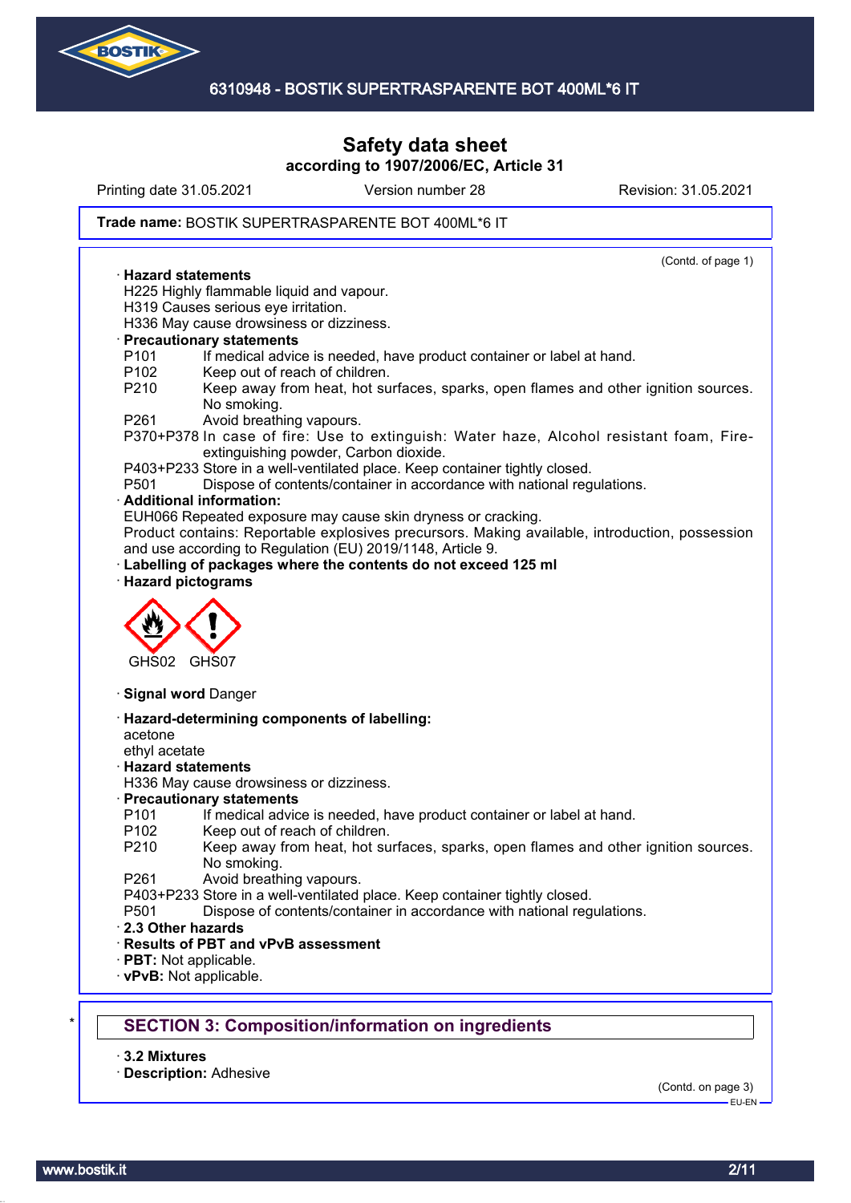Trade name: BOSTIK SUPERTRASPARENTE BOT 400ML*6 IT

(Contd. of page 1)

· **Hazard statements**
H225 Highly flammable liquid and vapour.
H319 Causes serious eye irritation.
H336 May cause drowsiness or dizziness.

· **Precautionary statements**

- P101 If medical advice is needed, have product container or label at hand.
- P102 Keep out of reach of children.
- P210 Keep away from heat, hot surfaces, sparks, open flames and other ignition sources. No smoking.
- P261 Avoid breathing vapours.
- P370+P378 In case of fire: Use to extinguish: Water haze, Alcohol resistant foam, Fire-extinguishing powder, Carbon dioxide.
- P403+P233 Store in a well-ventilated place. Keep container tightly closed.
- P501 Dispose of contents/container in accordance with national regulations.

· **Additional information:**
EUH066 Repeated exposure may cause skin dryness or cracking.
Product contains: Reportable explosives precursors. Making available, introduction, possession and use according to Regulation (EU) 2019/1148, Article 9.

· **Labelling of packages where the contents do not exceed 125 ml**

· **Hazard pictograms**

GHS02 GHS07

· **Signal word** Danger

· **Hazard-determining components of labelling:**
acetone
ethyl acetate

· **Hazard statements**
H336 May cause drowsiness or dizziness.

· **Precautionary statements**

- P101 If medical advice is needed, have product container or label at hand.
- P102 Keep out of reach of children.
- P210 Keep away from heat, hot surfaces, sparks, open flames and other ignition sources. No smoking.
- P261 Avoid breathing vapours.
- P403+P233 Store in a well-ventilated place. Keep container tightly closed.
- P501 Dispose of contents/container in accordance with national regulations.

· **2.3 Other hazards**

· **Results of PBT and vPvB assessment**

· **PBT:** Not applicable.

· **vPvB:** Not applicable.

## * SECTION 3: Composition/information on ingredients

· **3.2 Mixtures**

· **Description:** Adhesive

(Contd. on page 3)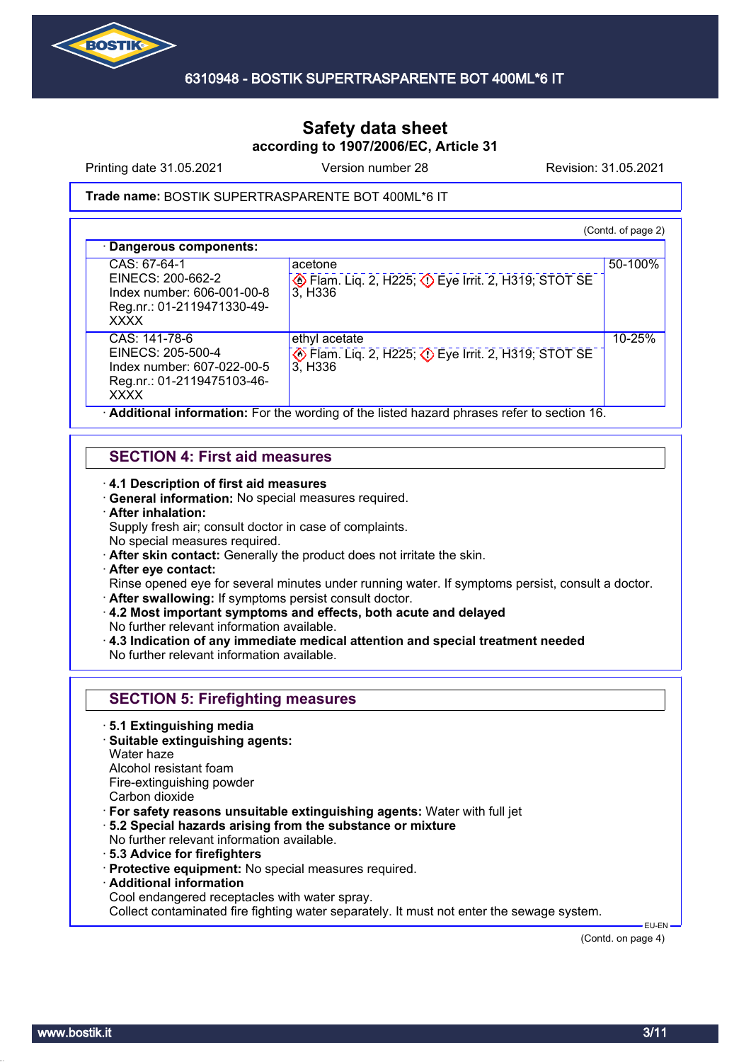Safety data sheet
according to 1907/2006/EC, Article 31

Printing date 31.05.2021 Version number 28 Revision: 31.05.2021

**Trade name:** BOSTIK SUPERTRASPARENTE BOT 400ML*6 IT

(Contd. of page 2)

· **Dangerous components:**

| | | |
|---|---|---|
| CAS: 67-64-1<br>EINECS: 200-662-2<br>Index number: 606-001-00-8<br>Reg.nr.: 01-2119471330-49-XXXX | acetone<br>Flam. Liq. 2, H225; Eye Irrit. 2, H319; STOT SE 3, H336 | 50-100% |
| CAS: 141-78-6<br>EINECS: 205-500-4<br>Index number: 607-022-00-5<br>Reg.nr.: 01-2119475103-46-XXXX | ethyl acetate<br>Flam. Liq. 2, H225; Eye Irrit. 2, H319; STOT SE 3, H336 | 10-25% |

· **Additional information:** For the wording of the listed hazard phrases refer to section 16.

## SECTION 4: First aid measures

· **4.1 Description of first aid measures**
· **General information:** No special measures required.
· **After inhalation:**
Supply fresh air; consult doctor in case of complaints.
No special measures required.
· **After skin contact:** Generally the product does not irritate the skin.
· **After eye contact:**
Rinse opened eye for several minutes under running water. If symptoms persist, consult a doctor.
· **After swallowing:** If symptoms persist consult doctor.
· **4.2 Most important symptoms and effects, both acute and delayed**
No further relevant information available.
· **4.3 Indication of any immediate medical attention and special treatment needed**
No further relevant information available.

## SECTION 5: Firefighting measures

· **5.1 Extinguishing media**
· **Suitable extinguishing agents:**
Water haze
Alcohol resistant foam
Fire-extinguishing powder
Carbon dioxide
· **For safety reasons unsuitable extinguishing agents:** Water with full jet
· **5.2 Special hazards arising from the substance or mixture**
No further relevant information available.
· **5.3 Advice for firefighters**
· **Protective equipment:** No special measures required.
· **Additional information**
Cool endangered receptacles with water spray.
Collect contaminated fire fighting water separately. It must not enter the sewage system.

EU-EN

(Contd. on page 4)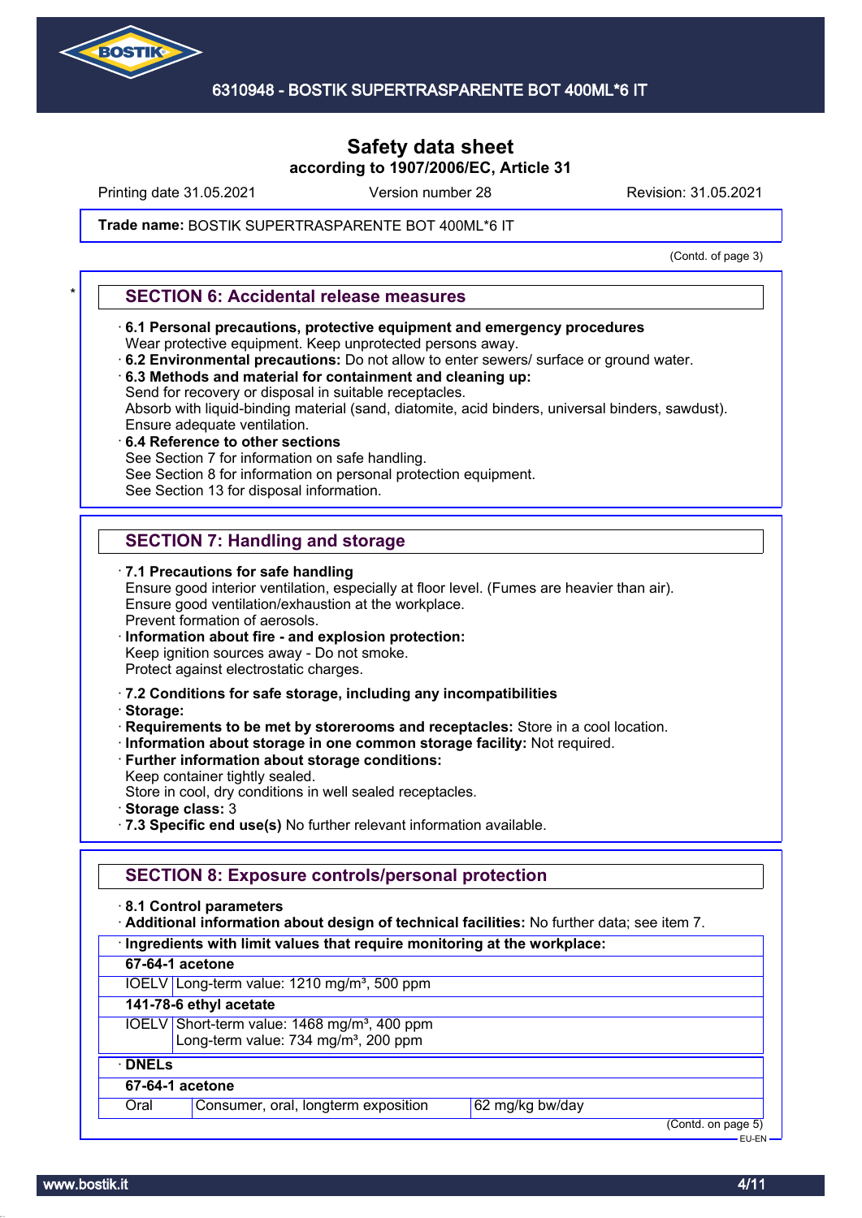Safety data sheet
according to 1907/2006/EC, Article 31

Printing date 31.05.2021 Version number 28 Revision: 31.05.2021

**Trade name:** BOSTIK SUPERTRASPARENTE BOT 400ML*6 IT

(Contd. of page 3)

## SECTION 6: Accidental release measures

· **6.1 Personal precautions, protective equipment and emergency procedures**
Wear protective equipment. Keep unprotected persons away.
· **6.2 Environmental precautions:** Do not allow to enter sewers/ surface or ground water.
· **6.3 Methods and material for containment and cleaning up:**
Send for recovery or disposal in suitable receptacles.
Absorb with liquid-binding material (sand, diatomite, acid binders, universal binders, sawdust).
Ensure adequate ventilation.
· **6.4 Reference to other sections**
See Section 7 for information on safe handling.
See Section 8 for information on personal protection equipment.
See Section 13 for disposal information.

## SECTION 7: Handling and storage

· **7.1 Precautions for safe handling**
Ensure good interior ventilation, especially at floor level. (Fumes are heavier than air).
Ensure good ventilation/exhaustion at the workplace.
Prevent formation of aerosols.
· **Information about fire - and explosion protection:**
Keep ignition sources away - Do not smoke.
Protect against electrostatic charges.

· **7.2 Conditions for safe storage, including any incompatibilities**
· **Storage:**
· **Requirements to be met by storerooms and receptacles:** Store in a cool location.
· **Information about storage in one common storage facility:** Not required.
· **Further information about storage conditions:**
Keep container tightly sealed.
Store in cool, dry conditions in well sealed receptacles.
· **Storage class:** 3
· **7.3 Specific end use(s)** No further relevant information available.

## SECTION 8: Exposure controls/personal protection

· **8.1 Control parameters**
· **Additional information about design of technical facilities:** No further data; see item 7.

| · **Ingredients with limit values that require monitoring at the workplace:** | |
|---|---|
| **67-64-1 acetone** | |
| IOELV | Long-term value: 1210 mg/m³, 500 ppm |
| **141-78-6 ethyl acetate** | |
| IOELV | Short-term value: 1468 mg/m³, 400 ppm<br>Long-term value: 734 mg/m³, 200 ppm |

| · **DNELs** | | |
|---|---|---|
| **67-64-1 acetone** | | |
| Oral | Consumer, oral, longterm exposition | 62 mg/kg bw/day |

(Contd. on page 5)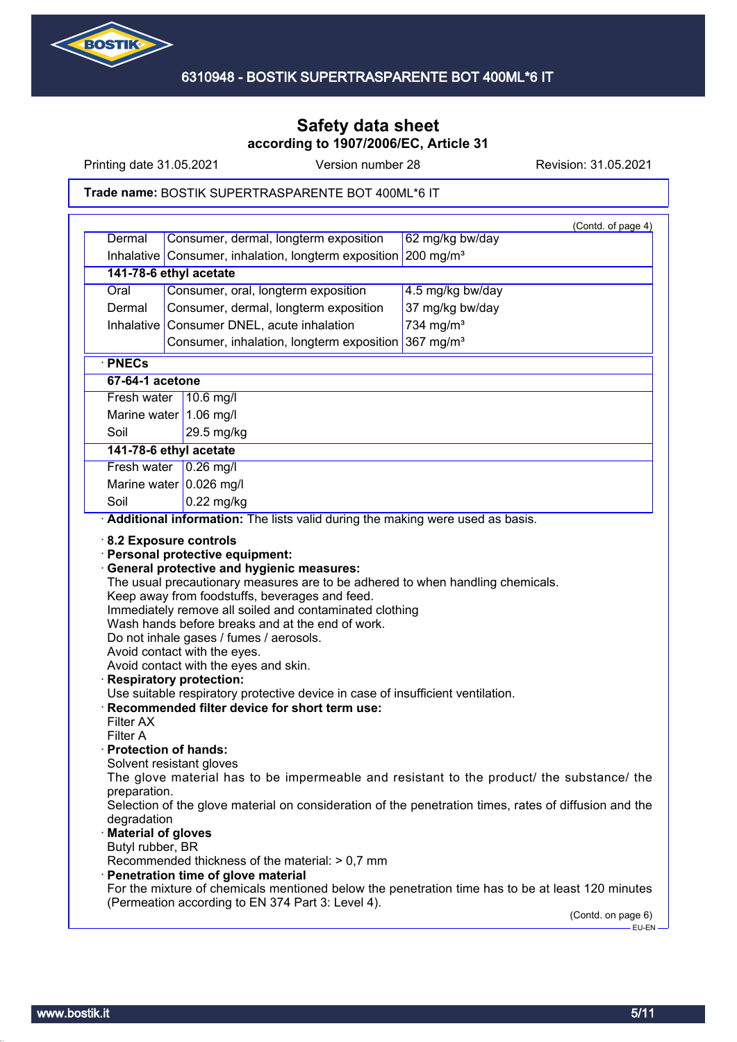# Safety data sheet
**according to 1907/2006/EC, Article 31**

Printing date 31.05.2021 | Version number 28 | Revision: 31.05.2021

**Trade name:** BOSTIK SUPERTRASPARENTE BOT 400ML*6 IT

(Contd. of page 4)

| | | |
|---|---|---|
| Dermal | Consumer, dermal, longterm exposition | 62 mg/kg bw/day |
| Inhalative | Consumer, inhalation, longterm exposition | 200 mg/m³ |
| **141-78-6 ethyl acetate** | | |
| Oral | Consumer, oral, longterm exposition | 4.5 mg/kg bw/day |
| Dermal | Consumer, dermal, longterm exposition | 37 mg/kg bw/day |
| Inhalative | Consumer DNEL, acute inhalation | 734 mg/m³ |
| | Consumer, inhalation, longterm exposition | 367 mg/m³ |

· **PNECs**

| **67-64-1 acetone** | |
|---|---|
| Fresh water | 10.6 mg/l |
| Marine water | 1.06 mg/l |
| Soil | 29.5 mg/kg |
| **141-78-6 ethyl acetate** | |
| Fresh water | 0.26 mg/l |
| Marine water | 0.026 mg/l |
| Soil | 0.22 mg/kg |

· **Additional information:** The lists valid during the making were used as basis.

· **8.2 Exposure controls**

· **Personal protective equipment:**

· **General protective and hygienic measures:**
The usual precautionary measures are to be adhered to when handling chemicals.
Keep away from foodstuffs, beverages and feed.
Immediately remove all soiled and contaminated clothing
Wash hands before breaks and at the end of work.
Do not inhale gases / fumes / aerosols.
Avoid contact with the eyes.
Avoid contact with the eyes and skin.

· **Respiratory protection:**
Use suitable respiratory protective device in case of insufficient ventilation.

· **Recommended filter device for short term use:**
Filter AX
Filter A

· **Protection of hands:**
Solvent resistant gloves
The glove material has to be impermeable and resistant to the product/ the substance/ the preparation.
Selection of the glove material on consideration of the penetration times, rates of diffusion and the degradation

· **Material of gloves**
Butyl rubber, BR
Recommended thickness of the material: > 0,7 mm

· **Penetration time of glove material**
For the mixture of chemicals mentioned below the penetration time has to be at least 120 minutes (Permeation according to EN 374 Part 3: Level 4).

(Contd. on page 6)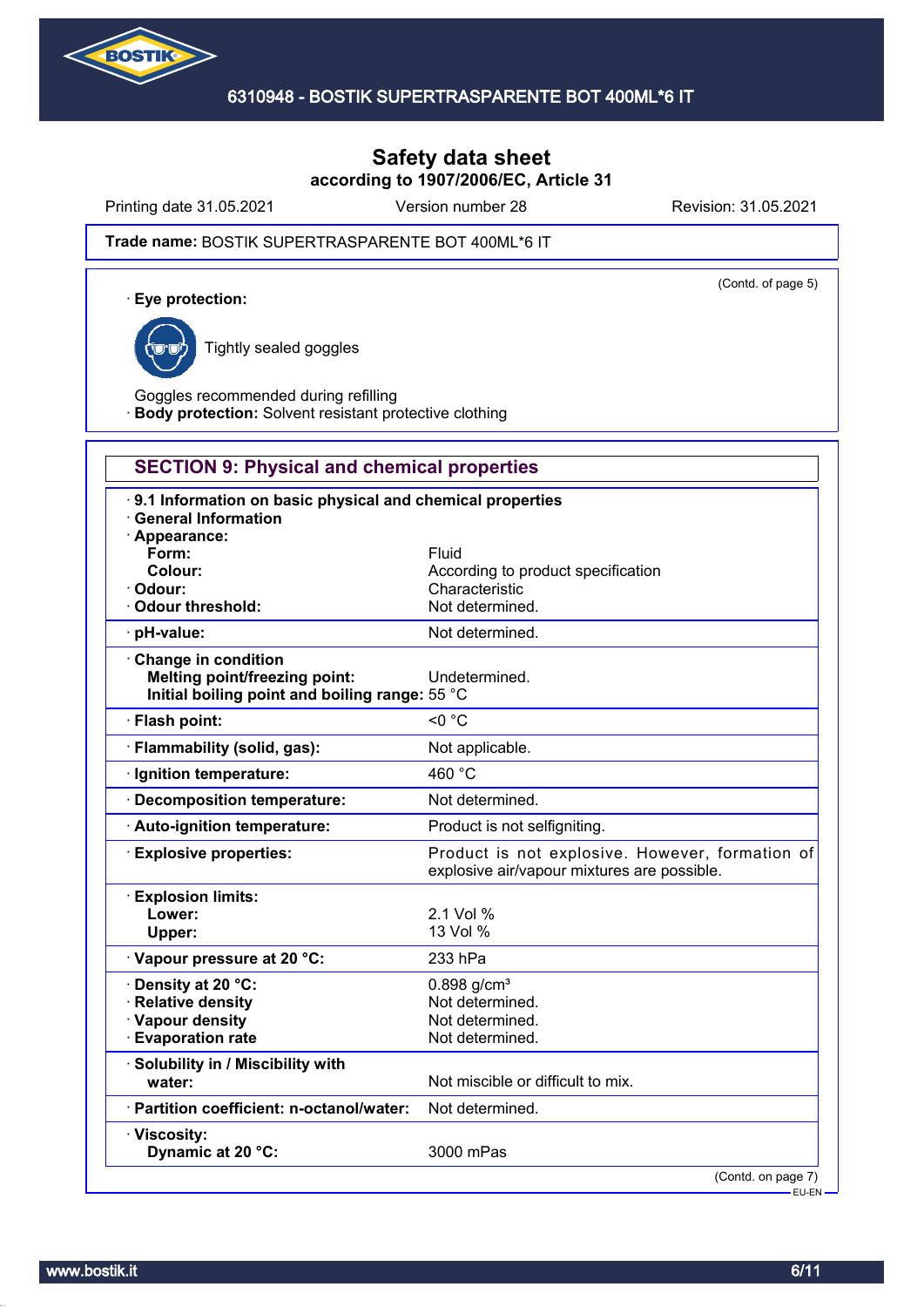Trade name: BOSTIK SUPERTRASPARENTE BOT 400ML*6 IT

(Contd. of page 5)

· **Eye protection:**

Tightly sealed goggles

Goggles recommended during refilling

· **Body protection:** Solvent resistant protective clothing

## SECTION 9: Physical and chemical properties

| · **9.1 Information on basic physical and chemical properties** | |
|---|---|
| · **General Information** | |
| · **Appearance:** | |
| **Form:** | Fluid |
| **Colour:** | According to product specification |
| · **Odour:** | Characteristic |
| · **Odour threshold:** | Not determined. |
| · **pH-value:** | Not determined. |
| · **Change in condition** | |
| **Melting point/freezing point:** | Undetermined. |
| **Initial boiling point and boiling range:** | 55 °C |
| · **Flash point:** | <0 °C |
| · **Flammability (solid, gas):** | Not applicable. |
| · **Ignition temperature:** | 460 °C |
| · **Decomposition temperature:** | Not determined. |
| · **Auto-ignition temperature:** | Product is not selfigniting. |
| · **Explosive properties:** | Product is not explosive. However, formation of explosive air/vapour mixtures are possible. |
| · **Explosion limits:** | |
| **Lower:** | 2.1 Vol % |
| **Upper:** | 13 Vol % |
| · **Vapour pressure at 20 °C:** | 233 hPa |
| · **Density at 20 °C:** | 0.898 g/cm³ |
| · **Relative density** | Not determined. |
| · **Vapour density** | Not determined. |
| · **Evaporation rate** | Not determined. |
| · **Solubility in / Miscibility with water:** | Not miscible or difficult to mix. |
| · **Partition coefficient: n-octanol/water:** | Not determined. |
| · **Viscosity:** | |
| **Dynamic at 20 °C:** | 3000 mPas |

(Contd. on page 7)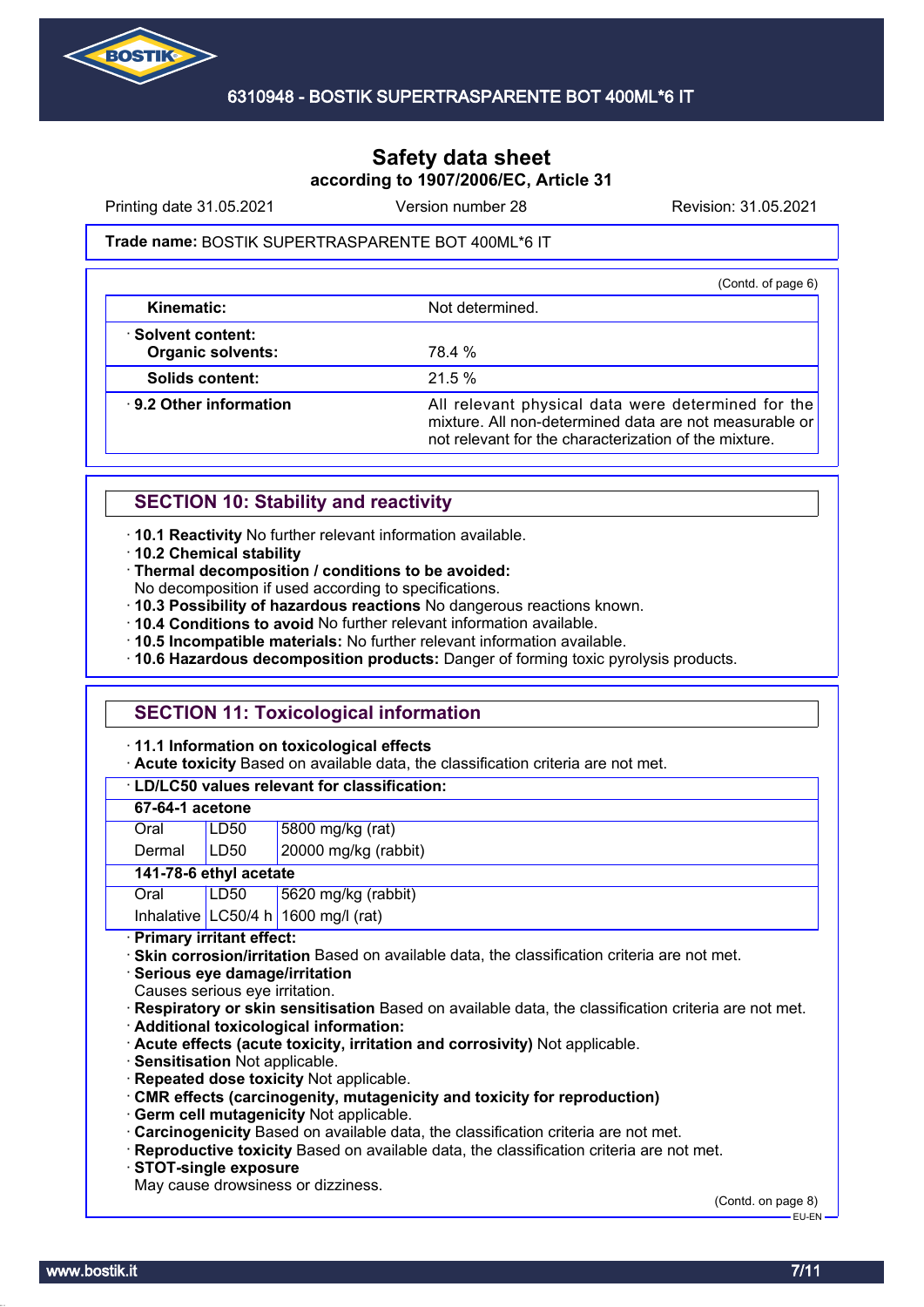Safety data sheet
according to 1907/2006/EC, Article 31

Printing date 31.05.2021 | Version number 28 | Revision: 31.05.2021

**Trade name:** BOSTIK SUPERTRASPARENTE BOT 400ML*6 IT

(Contd. of page 6)

| | |
|---|---|
| **Kinematic:** | Not determined. |
| · **Solvent content:** **Organic solvents:** | 78.4 % |
| **Solids content:** | 21.5 % |
| · **9.2 Other information** | All relevant physical data were determined for the mixture. All non-determined data are not measurable or not relevant for the characterization of the mixture. |

## SECTION 10: Stability and reactivity

· **10.1 Reactivity** No further relevant information available.
· **10.2 Chemical stability**
· **Thermal decomposition / conditions to be avoided:**
No decomposition if used according to specifications.
· **10.3 Possibility of hazardous reactions** No dangerous reactions known.
· **10.4 Conditions to avoid** No further relevant information available.
· **10.5 Incompatible materials:** No further relevant information available.
· **10.6 Hazardous decomposition products:** Danger of forming toxic pyrolysis products.

## SECTION 11: Toxicological information

· **11.1 Information on toxicological effects**
· **Acute toxicity** Based on available data, the classification criteria are not met.

| · **LD/LC50 values relevant for classification:** | | |
|---|---|---|
| **67-64-1 acetone** | | |
| Oral | LD50 | 5800 mg/kg (rat) |
| Dermal | LD50 | 20000 mg/kg (rabbit) |
| **141-78-6 ethyl acetate** | | |
| Oral | LD50 | 5620 mg/kg (rabbit) |
| Inhalative | LC50/4 h | 1600 mg/l (rat) |

· **Primary irritant effect:**
· **Skin corrosion/irritation** Based on available data, the classification criteria are not met.
· **Serious eye damage/irritation**
Causes serious eye irritation.
· **Respiratory or skin sensitisation** Based on available data, the classification criteria are not met.
· **Additional toxicological information:**
· **Acute effects (acute toxicity, irritation and corrosivity)** Not applicable.
· **Sensitisation** Not applicable.
· **Repeated dose toxicity** Not applicable.
· **CMR effects (carcinogenity, mutagenicity and toxicity for reproduction)**
· **Germ cell mutagenicity** Not applicable.
· **Carcinogenicity** Based on available data, the classification criteria are not met.
· **Reproductive toxicity** Based on available data, the classification criteria are not met.
· **STOT-single exposure**
May cause drowsiness or dizziness.

(Contd. on page 8)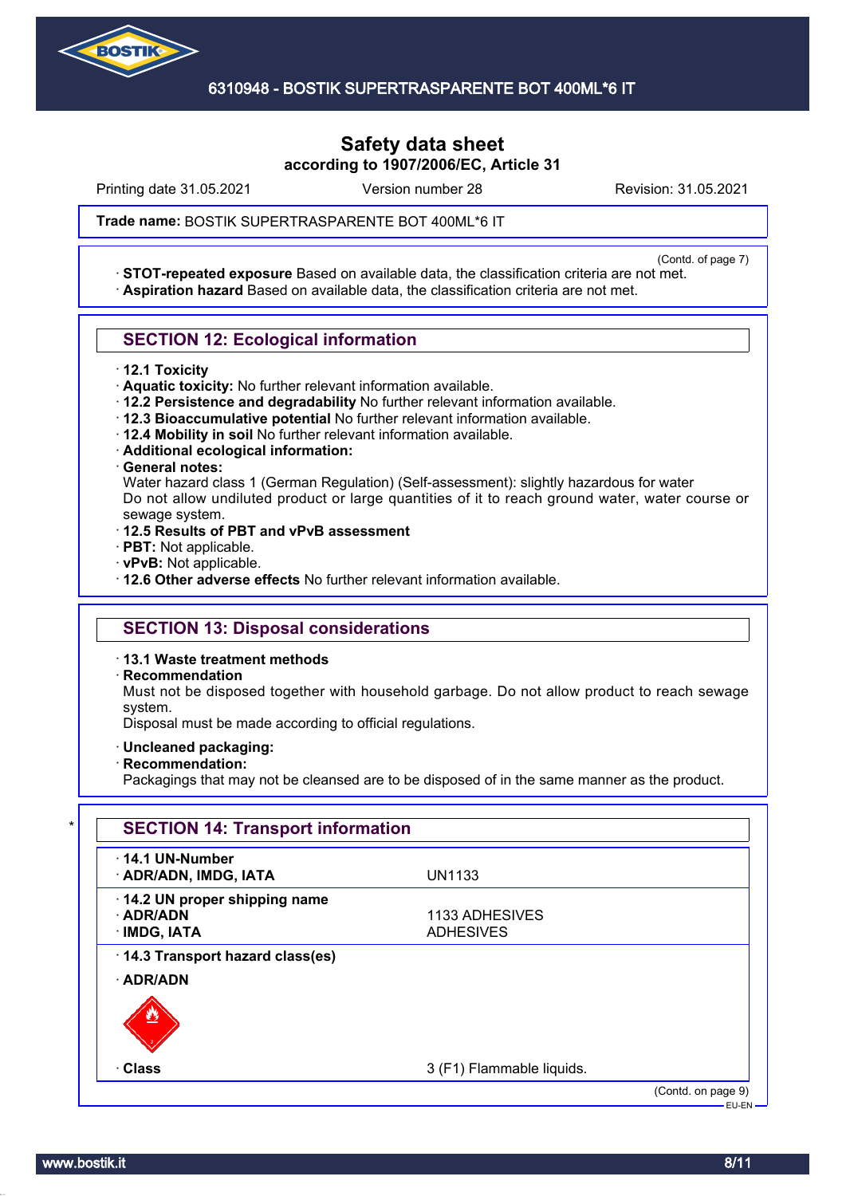**Trade name:** BOSTIK SUPERTRASPARENTE BOT 400ML*6 IT

(Contd. of page 7)

· **STOT-repeated exposure** Based on available data, the classification criteria are not met.
· **Aspiration hazard** Based on available data, the classification criteria are not met.

## SECTION 12: Ecological information

· **12.1 Toxicity**
· **Aquatic toxicity:** No further relevant information available.
· **12.2 Persistence and degradability** No further relevant information available.
· **12.3 Bioaccumulative potential** No further relevant information available.
· **12.4 Mobility in soil** No further relevant information available.
· **Additional ecological information:**
· **General notes:**
Water hazard class 1 (German Regulation) (Self-assessment): slightly hazardous for water
Do not allow undiluted product or large quantities of it to reach ground water, water course or sewage system.
· **12.5 Results of PBT and vPvB assessment**
· **PBT:** Not applicable.
· **vPvB:** Not applicable.
· **12.6 Other adverse effects** No further relevant information available.

## SECTION 13: Disposal considerations

· **13.1 Waste treatment methods**
· **Recommendation**
Must not be disposed together with household garbage. Do not allow product to reach sewage system.
Disposal must be made according to official regulations.

· **Uncleaned packaging:**
· **Recommendation:**
Packagings that may not be cleansed are to be disposed of in the same manner as the product.

## * SECTION 14: Transport information

| | |
|---|---|
| · **14.1 UN-Number** | |
| · **ADR/ADN, IMDG, IATA** | UN1133 |
| · **14.2 UN proper shipping name** | |
| · **ADR/ADN** | 1133 ADHESIVES |
| · **IMDG, IATA** | ADHESIVES |
| · **14.3 Transport hazard class(es)** | |
| · **ADR/ADN** | |
| · **Class** | 3 (F1) Flammable liquids. |

(Contd. on page 9)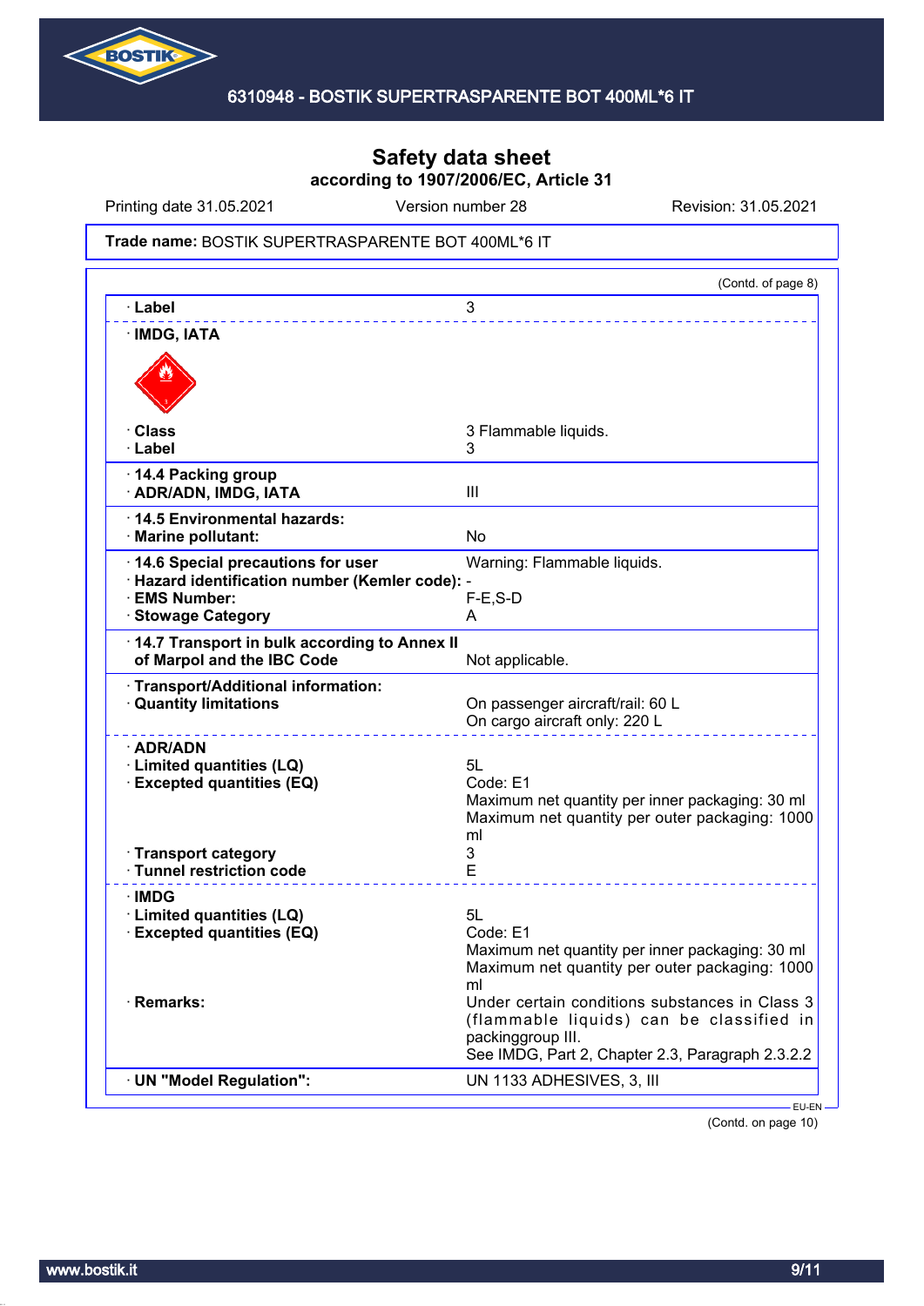# Safety data sheet
## according to 1907/2006/EC, Article 31

Printing date 31.05.2021 | Version number 28 | Revision: 31.05.2021

**Trade name:** BOSTIK SUPERTRASPARENTE BOT 400ML*6 IT

(Contd. of page 8)

| | |
|---|---|
| · **Label** | 3 |
| · **IMDG, IATA** | |
| · **Class** | 3 Flammable liquids. |
| · **Label** | 3 |
| · **14.4 Packing group** | |
| · **ADR/ADN, IMDG, IATA** | III |
| · **14.5 Environmental hazards:** | |
| · **Marine pollutant:** | No |
| · **14.6 Special precautions for user** | Warning: Flammable liquids. |
| · **Hazard identification number (Kemler code):** | - |
| · **EMS Number:** | F-E,S-D |
| · **Stowage Category** | A |
| · **14.7 Transport in bulk according to Annex II of Marpol and the IBC Code** | Not applicable. |
| · **Transport/Additional information:** | |
| · **Quantity limitations** | On passenger aircraft/rail: 60 L<br>On cargo aircraft only: 220 L |
| · **ADR/ADN** | |
| · **Limited quantities (LQ)** | 5L |
| · **Excepted quantities (EQ)** | Code: E1<br>Maximum net quantity per inner packaging: 30 ml<br>Maximum net quantity per outer packaging: 1000 ml |
| · **Transport category** | 3 |
| · **Tunnel restriction code** | E |
| · **IMDG** | |
| · **Limited quantities (LQ)** | 5L |
| · **Excepted quantities (EQ)** | Code: E1<br>Maximum net quantity per inner packaging: 30 ml<br>Maximum net quantity per outer packaging: 1000 ml |
| · **Remarks:** | Under certain conditions substances in Class 3 (flammable liquids) can be classified in packinggroup III.<br>See IMDG, Part 2, Chapter 2.3, Paragraph 2.3.2.2 |
| · **UN "Model Regulation":** | UN 1133 ADHESIVES, 3, III |

EU-EN

(Contd. on page 10)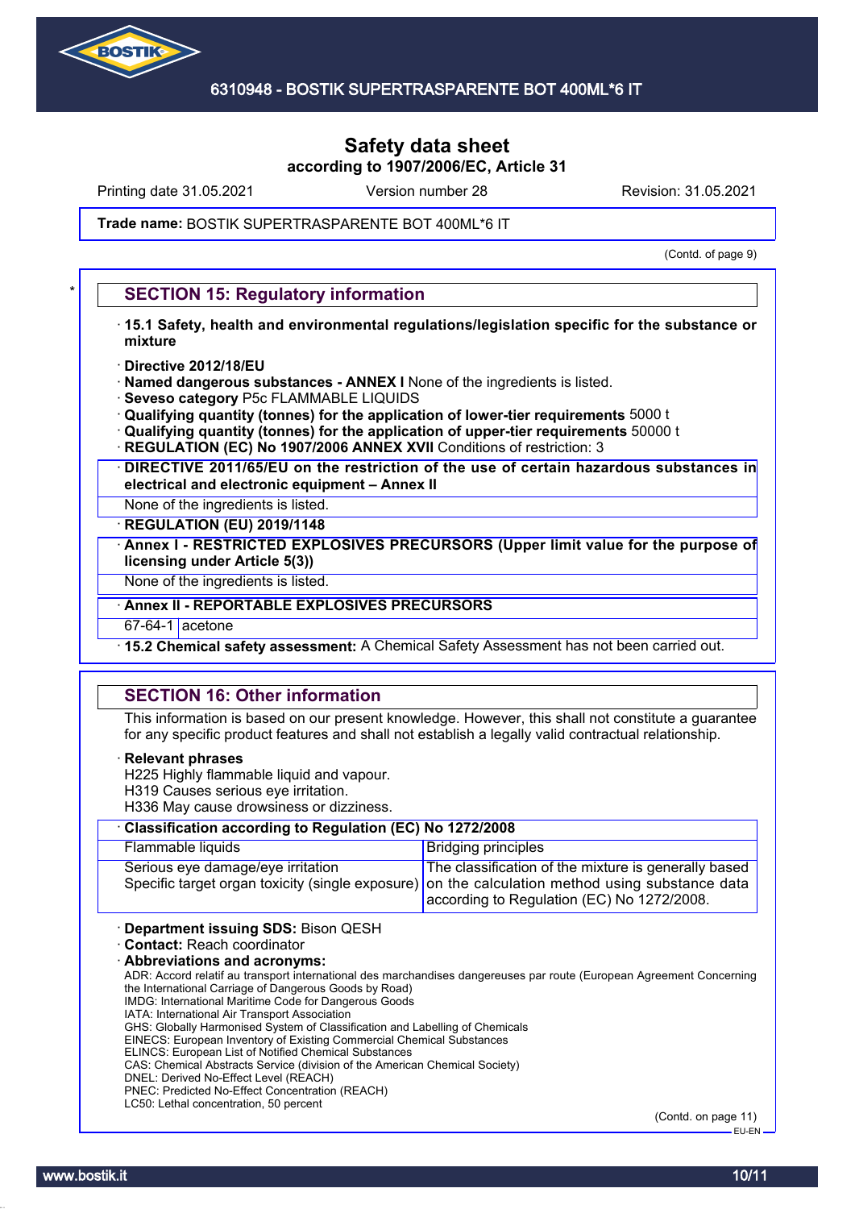(Contd. of page 9)

## SECTION 15: Regulatory information

· **15.1 Safety, health and environmental regulations/legislation specific for the substance or mixture**

· **Directive 2012/18/EU**
· **Named dangerous substances - ANNEX I** None of the ingredients is listed.
· **Seveso category** P5c FLAMMABLE LIQUIDS
· **Qualifying quantity (tonnes) for the application of lower-tier requirements** 5000 t
· **Qualifying quantity (tonnes) for the application of upper-tier requirements** 50000 t
· **REGULATION (EC) No 1907/2006 ANNEX XVII** Conditions of restriction: 3

· **DIRECTIVE 2011/65/EU on the restriction of the use of certain hazardous substances in electrical and electronic equipment – Annex II**

None of the ingredients is listed.

· **REGULATION (EU) 2019/1148**

· **Annex I - RESTRICTED EXPLOSIVES PRECURSORS (Upper limit value for the purpose of licensing under Article 5(3))**

None of the ingredients is listed.

· **Annex II - REPORTABLE EXPLOSIVES PRECURSORS**

| 67-64-1 | acetone |
|---|---|

· **15.2 Chemical safety assessment:** A Chemical Safety Assessment has not been carried out.

## SECTION 16: Other information

This information is based on our present knowledge. However, this shall not constitute a guarantee for any specific product features and shall not establish a legally valid contractual relationship.

· **Relevant phrases**
H225 Highly flammable liquid and vapour.
H319 Causes serious eye irritation.
H336 May cause drowsiness or dizziness.

· **Classification according to Regulation (EC) No 1272/2008**

| | |
|---|---|
| Flammable liquids | Bridging principles |
| Serious eye damage/eye irritation<br>Specific target organ toxicity (single exposure) | The classification of the mixture is generally based on the calculation method using substance data according to Regulation (EC) No 1272/2008. |

· **Department issuing SDS:** Bison QESH
· **Contact:** Reach coordinator
· **Abbreviations and acronyms:**
ADR: Accord relatif au transport international des marchandises dangereuses par route (European Agreement Concerning the International Carriage of Dangerous Goods by Road)
IMDG: International Maritime Code for Dangerous Goods
IATA: International Air Transport Association
GHS: Globally Harmonised System of Classification and Labelling of Chemicals
EINECS: European Inventory of Existing Commercial Chemical Substances
ELINCS: European List of Notified Chemical Substances
CAS: Chemical Abstracts Service (division of the American Chemical Society)
DNEL: Derived No-Effect Level (REACH)
PNEC: Predicted No-Effect Concentration (REACH)
LC50: Lethal concentration, 50 percent

(Contd. on page 11)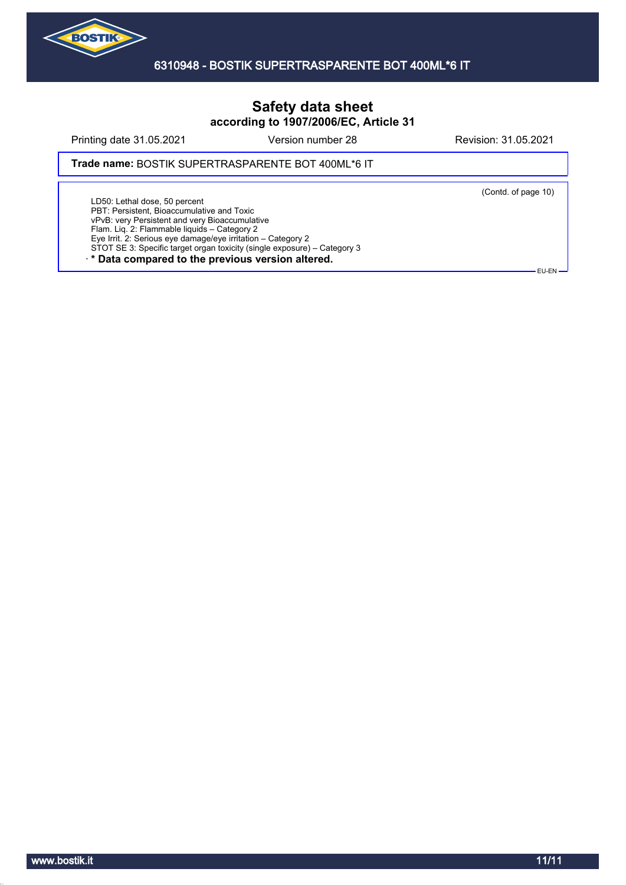LD50: Lethal dose, 50 percent
PBT: Persistent, Bioaccumulative and Toxic
vPvB: very Persistent and very Bioaccumulative
Flam. Liq. 2: Flammable liquids – Category 2
Eye Irrit. 2: Serious eye damage/eye irritation – Category 2
STOT SE 3: Specific target organ toxicity (single exposure) – Category 3

· **\* Data compared to the previous version altered.**